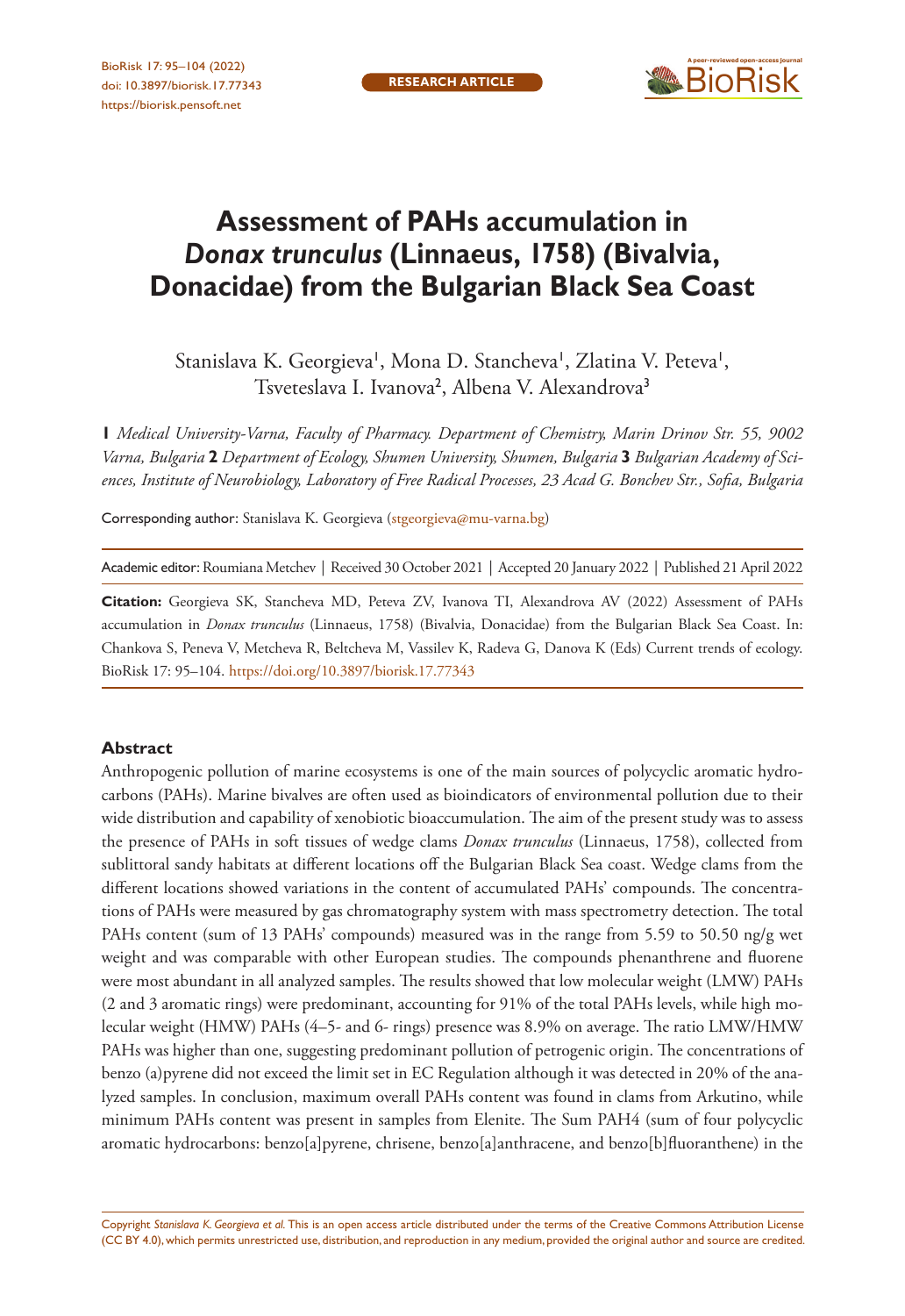RESEARCH ARTICLE

# Assessment of PAHs accumulation in *Donax trunculus* (Linnaeus, 1758) (Bivalvia, Donacidae) from the Bulgarian Black Sea Coast

Stanislava K. Georgieva[1], Mona D. Stancheva[1], Zlatina V. Peteva[1], Tsveteslava I. Ivanova[2], Albena V. Alexandrova[3]

**1** *Medical University-Varna, Faculty of Pharmacy. Department of Chemistry, Marin Drinov Str. 55, 9002 Varna, Bulgaria* **2** *Department of Ecology, Shumen University, Shumen, Bulgaria* **3** *Bulgarian Academy of Sciences, Institute of Neurobiology, Laboratory of Free Radical Processes, 23 Acad G. Bonchev Str., Sofia, Bulgaria*

Corresponding author: Stanislava K. Georgieva (stgeorgieva@mu-varna.bg)

Academic editor: Roumiana Metchev | Received 30 October 2021 | Accepted 20 January 2022 | Published 21 April 2022

**Citation:** Georgieva SK, Stancheva MD, Peteva ZV, Ivanova TI, Alexandrova AV (2022) Assessment of PAHs accumulation in *Donax trunculus* (Linnaeus, 1758) (Bivalvia, Donacidae) from the Bulgarian Black Sea Coast. In: Chankova S, Peneva V, Metcheva R, Beltcheva M, Vassilev K, Radeva G, Danova K (Eds) Current trends of ecology. BioRisk 17: 95–104. https://doi.org/10.3897/biorisk.17.77343

## Abstract

Anthropogenic pollution of marine ecosystems is one of the main sources of polycyclic aromatic hydrocarbons (PAHs). Marine bivalves are often used as bioindicators of environmental pollution due to their wide distribution and capability of xenobiotic bioaccumulation. The aim of the present study was to assess the presence of PAHs in soft tissues of wedge clams *Donax trunculus* (Linnaeus, 1758), collected from sublittoral sandy habitats at different locations off the Bulgarian Black Sea coast. Wedge clams from the different locations showed variations in the content of accumulated PAHs' compounds. The concentrations of PAHs were measured by gas chromatography system with mass spectrometry detection. The total PAHs content (sum of 13 PAHs' compounds) measured was in the range from 5.59 to 50.50 ng/g wet weight and was comparable with other European studies. The compounds phenanthrene and fluorene were most abundant in all analyzed samples. The results showed that low molecular weight (LMW) PAHs (2 and 3 aromatic rings) were predominant, accounting for 91% of the total PAHs levels, while high molecular weight (HMW) PAHs (4–5- and 6- rings) presence was 8.9% on average. The ratio LMW/HMW PAHs was higher than one, suggesting predominant pollution of petrogenic origin. The concentrations of benzo (a)pyrene did not exceed the limit set in EC Regulation although it was detected in 20% of the analyzed samples. In conclusion, maximum overall PAHs content was found in clams from Arkutino, while minimum PAHs content was present in samples from Elenite. The Sum PAH4 (sum of four polycyclic aromatic hydrocarbons: benzo[a]pyrene, chrisene, benzo[a]anthracene, and benzo[b]fluoranthene) in the

Copyright *Stanislava K. Georgieva et al.* This is an open access article distributed under the terms of the Creative Commons Attribution License (CC BY 4.0), which permits unrestricted use, distribution, and reproduction in any medium, provided the original author and source are credited.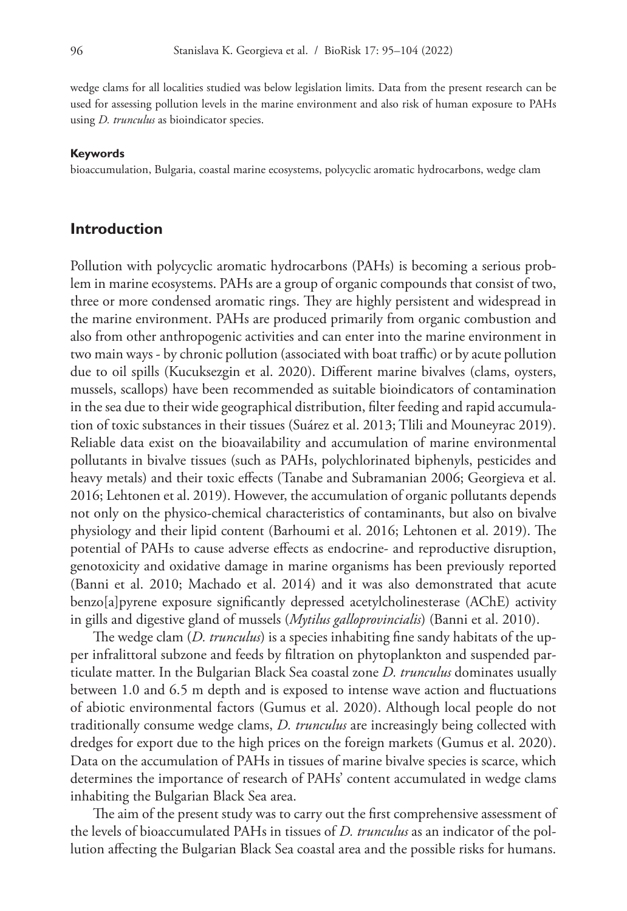wedge clams for all localities studied was below legislation limits. Data from the present research can be used for assessing pollution levels in the marine environment and also risk of human exposure to PAHs using *D. trunculus* as bioindicator species.

#### Keywords

bioaccumulation, Bulgaria, coastal marine ecosystems, polycyclic aromatic hydrocarbons, wedge clam

## Introduction

Pollution with polycyclic aromatic hydrocarbons (PAHs) is becoming a serious problem in marine ecosystems. PAHs are a group of organic compounds that consist of two, three or more condensed aromatic rings. They are highly persistent and widespread in the marine environment. PAHs are produced primarily from organic combustion and also from other anthropogenic activities and can enter into the marine environment in two main ways - by chronic pollution (associated with boat traffic) or by acute pollution due to oil spills (Kucuksezgin et al. 2020). Different marine bivalves (clams, oysters, mussels, scallops) have been recommended as suitable bioindicators of contamination in the sea due to their wide geographical distribution, filter feeding and rapid accumulation of toxic substances in their tissues (Suárez et al. 2013; Tlili and Mouneyrac 2019). Reliable data exist on the bioavailability and accumulation of marine environmental pollutants in bivalve tissues (such as PAHs, polychlorinated biphenyls, pesticides and heavy metals) and their toxic effects (Tanabe and Subramanian 2006; Georgieva et al. 2016; Lehtonen et al. 2019). However, the accumulation of organic pollutants depends not only on the physico-chemical characteristics of contaminants, but also on bivalve physiology and their lipid content (Barhoumi et al. 2016; Lehtonen et al. 2019). The potential of PAHs to cause adverse effects as endocrine- and reproductive disruption, genotoxicity and oxidative damage in marine organisms has been previously reported (Banni et al. 2010; Machado et al. 2014) and it was also demonstrated that acute benzo[a]pyrene exposure significantly depressed acetylcholinesterase (AChE) activity in gills and digestive gland of mussels (*Mytilus galloprovincialis*) (Banni et al. 2010).

The wedge clam (*D. trunculus*) is a species inhabiting fine sandy habitats of the upper infralittoral subzone and feeds by filtration on phytoplankton and suspended particulate matter. In the Bulgarian Black Sea coastal zone *D. trunculus* dominates usually between 1.0 and 6.5 m depth and is exposed to intense wave action and fluctuations of abiotic environmental factors (Gumus et al. 2020). Although local people do not traditionally consume wedge clams, *D. trunculus* are increasingly being collected with dredges for export due to the high prices on the foreign markets (Gumus et al. 2020). Data on the accumulation of PAHs in tissues of marine bivalve species is scarce, which determines the importance of research of PAHs' content accumulated in wedge clams inhabiting the Bulgarian Black Sea area.

The aim of the present study was to carry out the first comprehensive assessment of the levels of bioaccumulated PAHs in tissues of *D. trunculus* as an indicator of the pollution affecting the Bulgarian Black Sea coastal area and the possible risks for humans.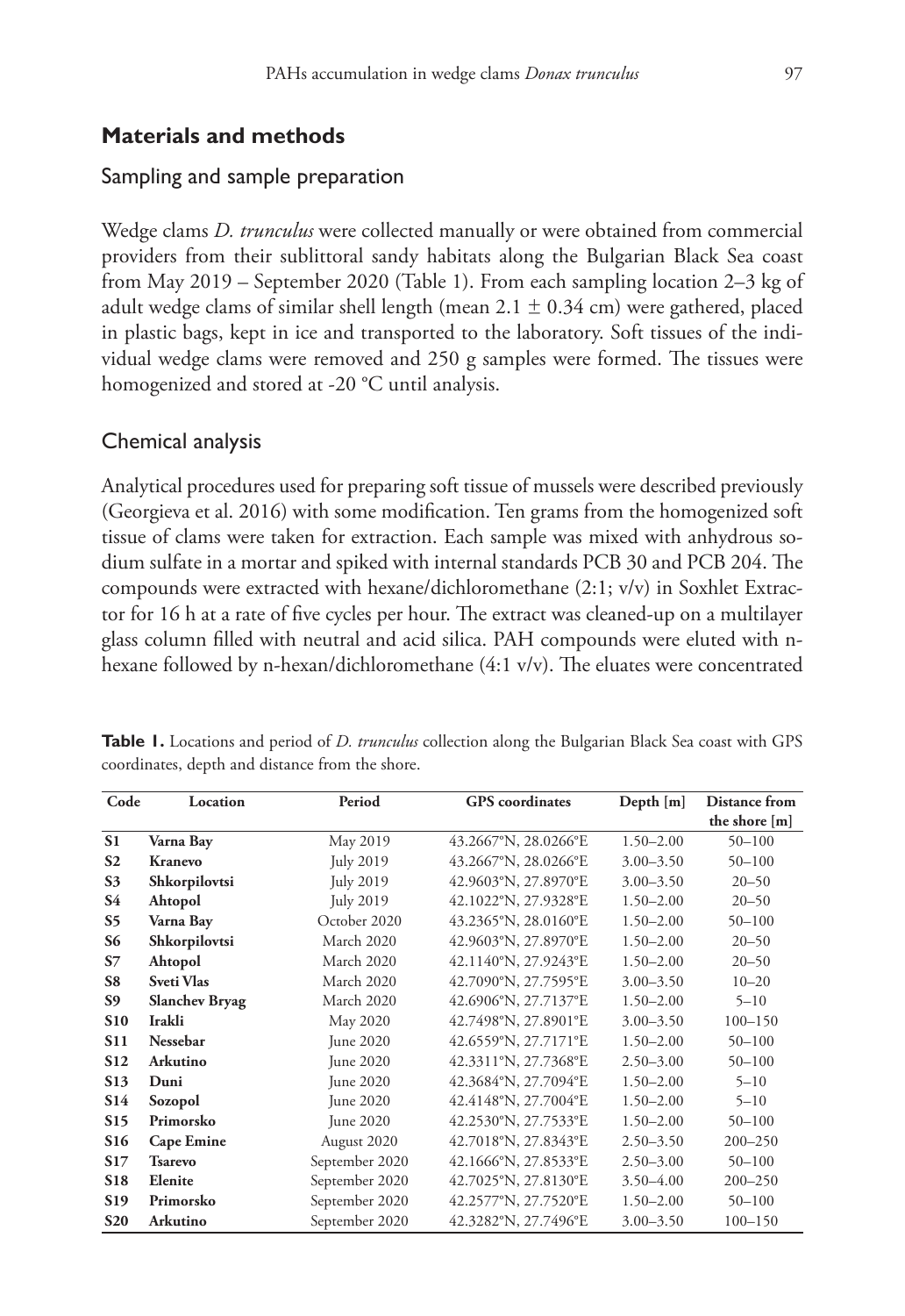## Materials and methods

### Sampling and sample preparation

Wedge clams *D. trunculus* were collected manually or were obtained from commercial providers from their sublittoral sandy habitats along the Bulgarian Black Sea coast from May 2019 – September 2020 (Table 1). From each sampling location 2–3 kg of adult wedge clams of similar shell length (mean 2.1 ± 0.34 cm) were gathered, placed in plastic bags, kept in ice and transported to the laboratory. Soft tissues of the individual wedge clams were removed and 250 g samples were formed. The tissues were homogenized and stored at -20 °C until analysis.

### Chemical analysis

Analytical procedures used for preparing soft tissue of mussels were described previously (Georgieva et al. 2016) with some modification. Ten grams from the homogenized soft tissue of clams were taken for extraction. Each sample was mixed with anhydrous sodium sulfate in a mortar and spiked with internal standards PCB 30 and PCB 204. The compounds were extracted with hexane/dichloromethane (2:1; v/v) in Soxhlet Extractor for 16 h at a rate of five cycles per hour. The extract was cleaned-up on a multilayer glass column filled with neutral and acid silica. PAH compounds were eluted with n-hexane followed by n-hexan/dichloromethane (4:1 v/v). The eluates were concentrated

**Table 1.** Locations and period of *D. trunculus* collection along the Bulgarian Black Sea coast with GPS coordinates, depth and distance from the shore.

| Code | Location | Period | GPS coordinates | Depth [m] | Distance from the shore [m] |
|---|---|---|---|---|---|
| **S1** | **Varna Bay** | May 2019 | 43.2667°N, 28.0266°E | 1.50–2.00 | 50–100 |
| **S2** | **Kranevo** | July 2019 | 43.2667°N, 28.0266°E | 3.00–3.50 | 50–100 |
| **S3** | **Shkorpilovtsi** | July 2019 | 42.9603°N, 27.8970°E | 3.00–3.50 | 20–50 |
| **S4** | **Ahtopol** | July 2019 | 42.1022°N, 27.9328°E | 1.50–2.00 | 20–50 |
| **S5** | **Varna Bay** | October 2020 | 43.2365°N, 28.0160°E | 1.50–2.00 | 50–100 |
| **S6** | **Shkorpilovtsi** | March 2020 | 42.9603°N, 27.8970°E | 1.50–2.00 | 20–50 |
| **S7** | **Ahtopol** | March 2020 | 42.1140°N, 27.9243°E | 1.50–2.00 | 20–50 |
| **S8** | **Sveti Vlas** | March 2020 | 42.7090°N, 27.7595°E | 3.00–3.50 | 10–20 |
| **S9** | **Slanchev Bryag** | March 2020 | 42.6906°N, 27.7137°E | 1.50–2.00 | 5–10 |
| **S10** | **Irakli** | May 2020 | 42.7498°N, 27.8901°E | 3.00–3.50 | 100–150 |
| **S11** | **Nessebar** | June 2020 | 42.6559°N, 27.7171°E | 1.50–2.00 | 50–100 |
| **S12** | **Arkutino** | June 2020 | 42.3311°N, 27.7368°E | 2.50–3.00 | 50–100 |
| **S13** | **Duni** | June 2020 | 42.3684°N, 27.7094°E | 1.50–2.00 | 5–10 |
| **S14** | **Sozopol** | June 2020 | 42.4148°N, 27.7004°E | 1.50–2.00 | 5–10 |
| **S15** | **Primorsko** | June 2020 | 42.2530°N, 27.7533°E | 1.50–2.00 | 50–100 |
| **S16** | **Cape Emine** | August 2020 | 42.7018°N, 27.8343°E | 2.50–3.50 | 200–250 |
| **S17** | **Tsarevo** | September 2020 | 42.1666°N, 27.8533°E | 2.50–3.00 | 50–100 |
| **S18** | **Elenite** | September 2020 | 42.7025°N, 27.8130°E | 3.50–4.00 | 200–250 |
| **S19** | **Primorsko** | September 2020 | 42.2577°N, 27.7520°E | 1.50–2.00 | 50–100 |
| **S20** | **Arkutino** | September 2020 | 42.3282°N, 27.7496°E | 3.00–3.50 | 100–150 |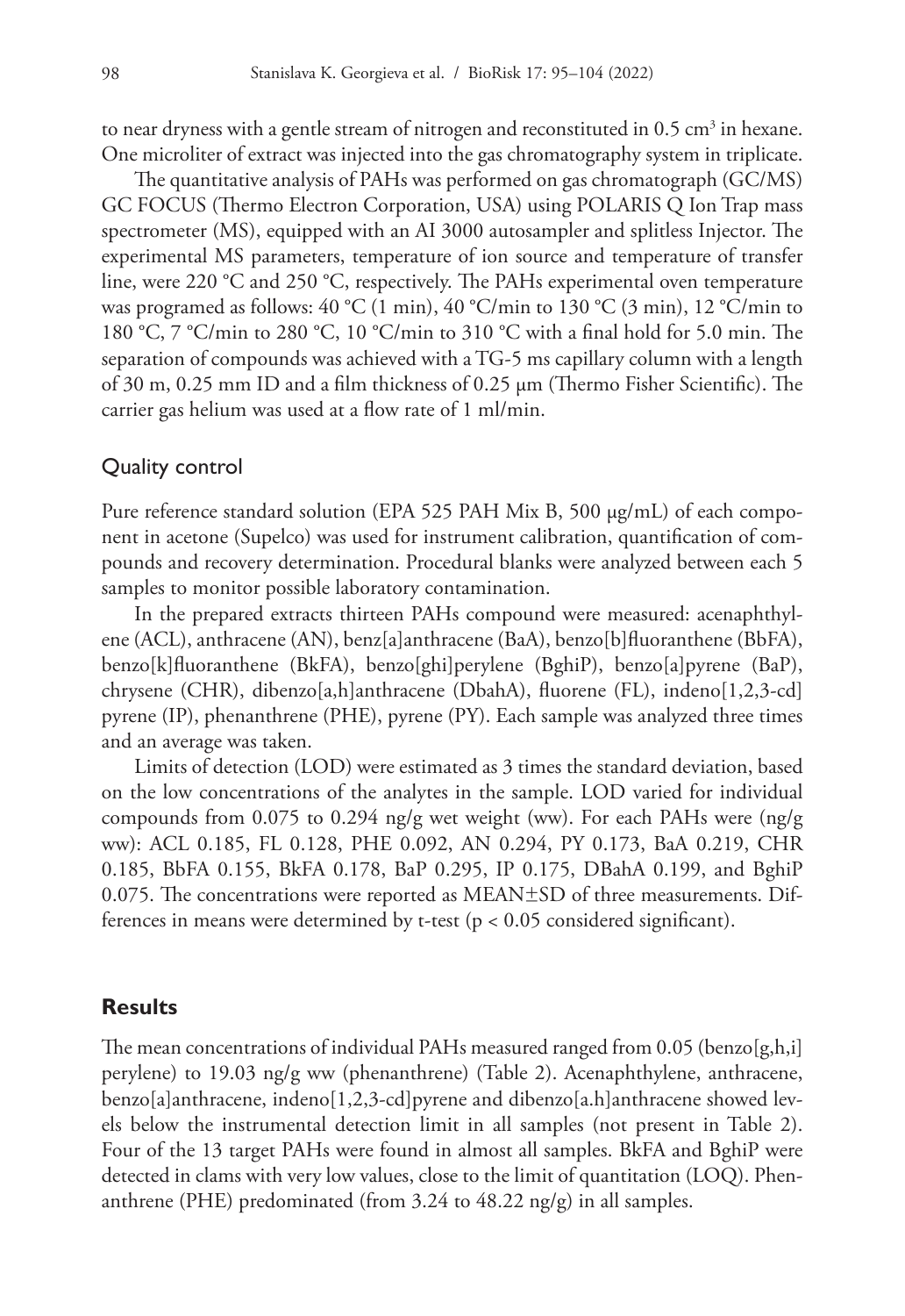to near dryness with a gentle stream of nitrogen and reconstituted in 0.5 $cm^3$ in hexane. One microliter of extract was injected into the gas chromatography system in triplicate.

The quantitative analysis of PAHs was performed on gas chromatograph (GC/MS) GC FOCUS (Thermo Electron Corporation, USA) using POLARIS Q Ion Trap mass spectrometer (MS), equipped with an AI 3000 autosampler and splitless Injector. The experimental MS parameters, temperature of ion source and temperature of transfer line, were 220 °C and 250 °C, respectively. The PAHs experimental oven temperature was programed as follows: 40 °C (1 min), 40 °C/min to 130 °C (3 min), 12 °C/min to 180 °C, 7 °C/min to 280 °C, 10 °C/min to 310 °C with a final hold for 5.0 min. The separation of compounds was achieved with a TG-5 ms capillary column with a length of 30 m, 0.25 mm ID and a film thickness of 0.25 µm (Thermo Fisher Scientific). The carrier gas helium was used at a flow rate of 1 ml/min.

## Quality control

Pure reference standard solution (EPA 525 PAH Mix B, 500 µg/mL) of each component in acetone (Supelco) was used for instrument calibration, quantification of compounds and recovery determination. Procedural blanks were analyzed between each 5 samples to monitor possible laboratory contamination.

In the prepared extracts thirteen PAHs compound were measured: acenaphthylene (ACL), anthracene (AN), benz[a]anthracene (BaA), benzo[b]fluoranthene (BbFA), benzo[k]fluoranthene (BkFA), benzo[ghi]perylene (BghiP), benzo[a]pyrene (BaP), chrysene (CHR), dibenzo[a,h]anthracene (DbahA), fluorene (FL), indeno[1,2,3-cd] pyrene (IP), phenanthrene (PHE), pyrene (PY). Each sample was analyzed three times and an average was taken.

Limits of detection (LOD) were estimated as 3 times the standard deviation, based on the low concentrations of the analytes in the sample. LOD varied for individual compounds from 0.075 to 0.294 ng/g wet weight (ww). For each PAHs were (ng/g ww): ACL 0.185, FL 0.128, PHE 0.092, AN 0.294, PY 0.173, BaA 0.219, CHR 0.185, BbFA 0.155, BkFA 0.178, BaP 0.295, IP 0.175, DBahA 0.199, and BghiP 0.075. The concentrations were reported as MEAN±SD of three measurements. Differences in means were determined by t-test ($p < 0.05$ considered significant).

## Results

The mean concentrations of individual PAHs measured ranged from 0.05 (benzo[g,h,i] perylene) to 19.03 ng/g ww (phenanthrene) (Table 2). Acenaphthylene, anthracene, benzo[a]anthracene, indeno[1,2,3-cd]pyrene and dibenzo[a.h]anthracene showed levels below the instrumental detection limit in all samples (not present in Table 2). Four of the 13 target PAHs were found in almost all samples. BkFA and BghiP were detected in clams with very low values, close to the limit of quantitation (LOQ). Phenanthrene (PHE) predominated (from 3.24 to 48.22 ng/g) in all samples.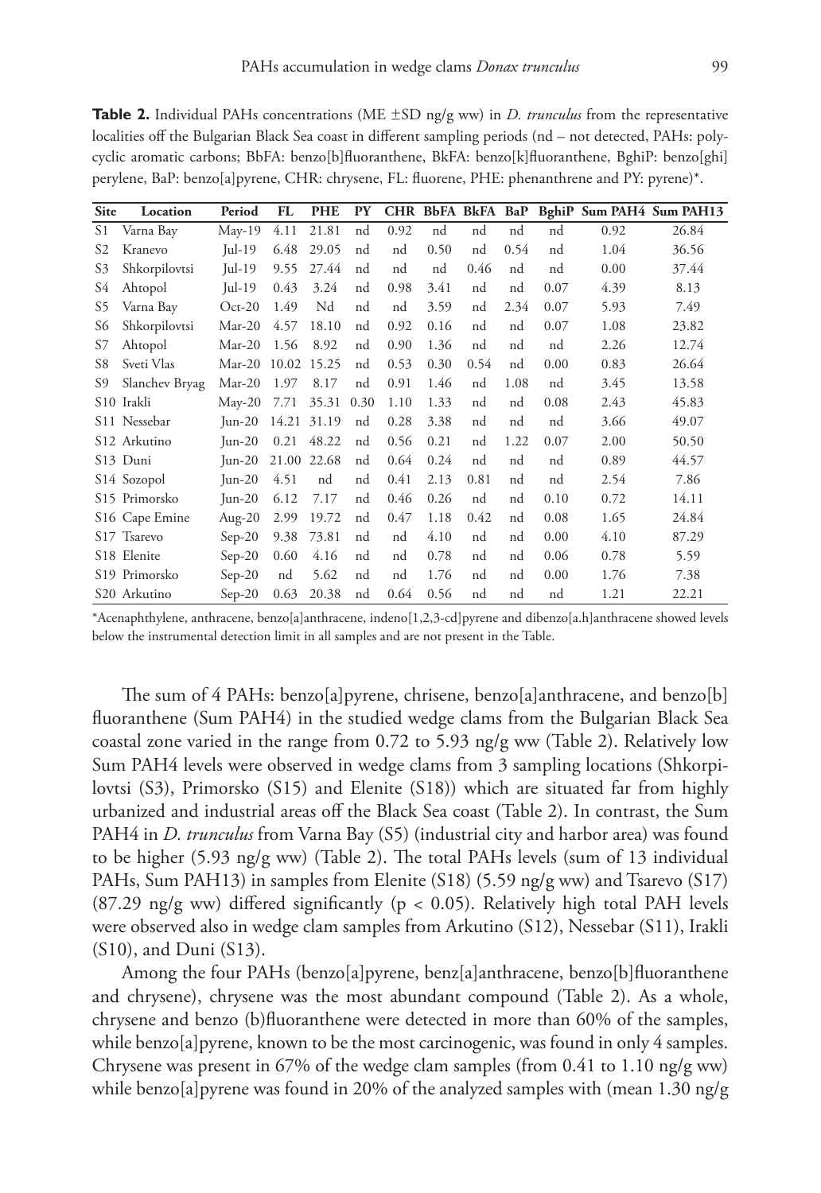**Table 2.** Individual PAHs concentrations (ME ±SD ng/g ww) in *D. trunculus* from the representative localities off the Bulgarian Black Sea coast in different sampling periods (nd – not detected, PAHs: polycyclic aromatic carbons; BbFA: benzo[b]fluoranthene, BkFA: benzo[k]fluoranthene, BghiP: benzo[ghi] perylene, BaP: benzo[a]pyrene, CHR: chrysene, FL: fluorene, PHE: phenanthrene and PY: pyrene)*.

| Site | Location | Period | FL | PHE | PY | CHR | BbFA | BkFA | BaP | BghiP | Sum PAH4 | Sum PAH13 |
|---|---|---|---|---|---|---|---|---|---|---|---|---|
| S1 | Varna Bay | May-19 | 4.11 | 21.81 | nd | 0.92 | nd | nd | nd | nd | 0.92 | 26.84 |
| S2 | Kranevo | Jul-19 | 6.48 | 29.05 | nd | nd | 0.50 | nd | 0.54 | nd | 1.04 | 36.56 |
| S3 | Shkorpilovtsi | Jul-19 | 9.55 | 27.44 | nd | nd | nd | 0.46 | nd | nd | 0.00 | 37.44 |
| S4 | Ahtopol | Jul-19 | 0.43 | 3.24 | nd | 0.98 | 3.41 | nd | nd | 0.07 | 4.39 | 8.13 |
| S5 | Varna Bay | Oct-20 | 1.49 | Nd | nd | nd | 3.59 | nd | 2.34 | 0.07 | 5.93 | 7.49 |
| S6 | Shkorpilovtsi | Mar-20 | 4.57 | 18.10 | nd | 0.92 | 0.16 | nd | nd | 0.07 | 1.08 | 23.82 |
| S7 | Ahtopol | Mar-20 | 1.56 | 8.92 | nd | 0.90 | 1.36 | nd | nd | nd | 2.26 | 12.74 |
| S8 | Sveti Vlas | Mar-20 | 10.02 | 15.25 | nd | 0.53 | 0.30 | 0.54 | nd | 0.00 | 0.83 | 26.64 |
| S9 | Slanchev Bryag | Mar-20 | 1.97 | 8.17 | nd | 0.91 | 1.46 | nd | 1.08 | nd | 3.45 | 13.58 |
| S10 | Irakli | May-20 | 7.71 | 35.31 | 0.30 | 1.10 | 1.33 | nd | nd | 0.08 | 2.43 | 45.83 |
| S11 | Nessebar | Jun-20 | 14.21 | 31.19 | nd | 0.28 | 3.38 | nd | nd | nd | 3.66 | 49.07 |
| S12 | Arkutino | Jun-20 | 0.21 | 48.22 | nd | 0.56 | 0.21 | nd | 1.22 | 0.07 | 2.00 | 50.50 |
| S13 | Duni | Jun-20 | 21.00 | 22.68 | nd | 0.64 | 0.24 | nd | nd | nd | 0.89 | 44.57 |
| S14 | Sozopol | Jun-20 | 4.51 | nd | nd | 0.41 | 2.13 | 0.81 | nd | nd | 2.54 | 7.86 |
| S15 | Primorsko | Jun-20 | 6.12 | 7.17 | nd | 0.46 | 0.26 | nd | nd | 0.10 | 0.72 | 14.11 |
| S16 | Cape Emine | Aug-20 | 2.99 | 19.72 | nd | 0.47 | 1.18 | 0.42 | nd | 0.08 | 1.65 | 24.84 |
| S17 | Tsarevo | Sep-20 | 9.38 | 73.81 | nd | nd | 4.10 | nd | nd | 0.00 | 4.10 | 87.29 |
| S18 | Elenite | Sep-20 | 0.60 | 4.16 | nd | nd | 0.78 | nd | nd | 0.06 | 0.78 | 5.59 |
| S19 | Primorsko | Sep-20 | nd | 5.62 | nd | nd | 1.76 | nd | nd | 0.00 | 1.76 | 7.38 |
| S20 | Arkutino | Sep-20 | 0.63 | 20.38 | nd | 0.64 | 0.56 | nd | nd | nd | 1.21 | 22.21 |

*Acenaphthylene, anthracene, benzo[a]anthracene, indeno[1,2,3-cd]pyrene and dibenzo[a.h]anthracene showed levels below the instrumental detection limit in all samples and are not present in the Table.

The sum of 4 PAHs: benzo[a]pyrene, chrisene, benzo[a]anthracene, and benzo[b] fluoranthene (Sum PAH4) in the studied wedge clams from the Bulgarian Black Sea coastal zone varied in the range from 0.72 to 5.93 ng/g ww (Table 2). Relatively low Sum PAH4 levels were observed in wedge clams from 3 sampling locations (Shkorpilovtsi (S3), Primorsko (S15) and Elenite (S18)) which are situated far from highly urbanized and industrial areas off the Black Sea coast (Table 2). In contrast, the Sum PAH4 in *D. trunculus* from Varna Bay (S5) (industrial city and harbor area) was found to be higher (5.93 ng/g ww) (Table 2). The total PAHs levels (sum of 13 individual PAHs, Sum PAH13) in samples from Elenite (S18) (5.59 ng/g ww) and Tsarevo (S17) (87.29 ng/g ww) differed significantly ($p < 0.05$). Relatively high total PAH levels were observed also in wedge clam samples from Arkutino (S12), Nessebar (S11), Irakli (S10), and Duni (S13).

Among the four PAHs (benzo[a]pyrene, benz[a]anthracene, benzo[b]fluoranthene and chrysene), chrysene was the most abundant compound (Table 2). As a whole, chrysene and benzo (b)fluoranthene were detected in more than 60% of the samples, while benzo[a]pyrene, known to be the most carcinogenic, was found in only 4 samples. Chrysene was present in 67% of the wedge clam samples (from 0.41 to 1.10 ng/g ww) while benzo[a]pyrene was found in 20% of the analyzed samples with (mean 1.30 ng/g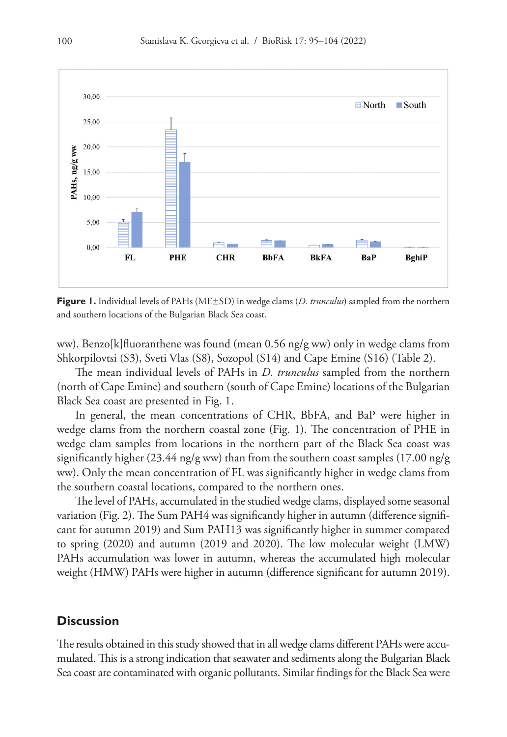**Figure 1.** Individual levels of PAHs (ME±SD) in wedge clams (*D. trunculus*) sampled from the northern and southern locations of the Bulgarian Black Sea coast.

ww). Benzo[k]fluoranthene was found (mean 0.56 ng/g ww) only in wedge clams from Shkorpilovtsi (S3), Sveti Vlas (S8), Sozopol (S14) and Cape Emine (S16) (Table 2).

The mean individual levels of PAHs in *D. trunculus* sampled from the northern (north of Cape Emine) and southern (south of Cape Emine) locations of the Bulgarian Black Sea coast are presented in Fig. 1.

In general, the mean concentrations of CHR, BbFA, and BaP were higher in wedge clams from the northern coastal zone (Fig. 1). The concentration of PHE in wedge clam samples from locations in the northern part of the Black Sea coast was significantly higher (23.44 ng/g ww) than from the southern coast samples (17.00 ng/g ww). Only the mean concentration of FL was significantly higher in wedge clams from the southern coastal locations, compared to the northern ones.

The level of PAHs, accumulated in the studied wedge clams, displayed some seasonal variation (Fig. 2). The Sum PAH4 was significantly higher in autumn (difference significant for autumn 2019) and Sum PAH13 was significantly higher in summer compared to spring (2020) and autumn (2019 and 2020). The low molecular weight (LMW) PAHs accumulation was lower in autumn, whereas the accumulated high molecular weight (HMW) PAHs were higher in autumn (difference significant for autumn 2019).

## Discussion

The results obtained in this study showed that in all wedge clams different PAHs were accumulated. This is a strong indication that seawater and sediments along the Bulgarian Black Sea coast are contaminated with organic pollutants. Similar findings for the Black Sea were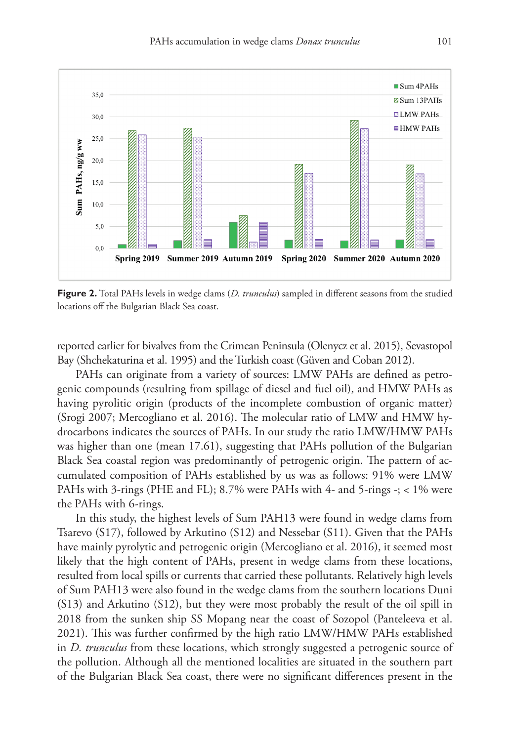**Figure 2.** Total PAHs levels in wedge clams (*D. trunculus*) sampled in different seasons from the studied locations off the Bulgarian Black Sea coast.

reported earlier for bivalves from the Crimean Peninsula (Olenycz et al. 2015), Sevastopol Bay (Shchekaturina et al. 1995) and the Turkish coast (Güven and Coban 2012).

PAHs can originate from a variety of sources: LMW PAHs are defined as petrogenic compounds (resulting from spillage of diesel and fuel oil), and HMW PAHs as having pyrolitic origin (products of the incomplete combustion of organic matter) (Srogi 2007; Mercogliano et al. 2016). The molecular ratio of LMW and HMW hydrocarbons indicates the sources of PAHs. In our study the ratio LMW/HMW PAHs was higher than one (mean 17.61), suggesting that PAHs pollution of the Bulgarian Black Sea coastal region was predominantly of petrogenic origin. The pattern of accumulated composition of PAHs established by us was as follows: 91% were LMW PAHs with 3-rings (PHE and FL); 8.7% were PAHs with 4- and 5-rings -; < 1% were the PAHs with 6-rings.

In this study, the highest levels of Sum PAH13 were found in wedge clams from Tsarevo (S17), followed by Arkutino (S12) and Nessebar (S11). Given that the PAHs have mainly pyrolytic and petrogenic origin (Mercogliano et al. 2016), it seemed most likely that the high content of PAHs, present in wedge clams from these locations, resulted from local spills or currents that carried these pollutants. Relatively high levels of Sum PAH13 were also found in the wedge clams from the southern locations Duni (S13) and Arkutino (S12), but they were most probably the result of the oil spill in 2018 from the sunken ship SS Mopang near the coast of Sozopol (Panteleeva et al. 2021). This was further confirmed by the high ratio LMW/HMW PAHs established in *D. trunculus* from these locations, which strongly suggested a petrogenic source of the pollution. Although all the mentioned localities are situated in the southern part of the Bulgarian Black Sea coast, there were no significant differences present in the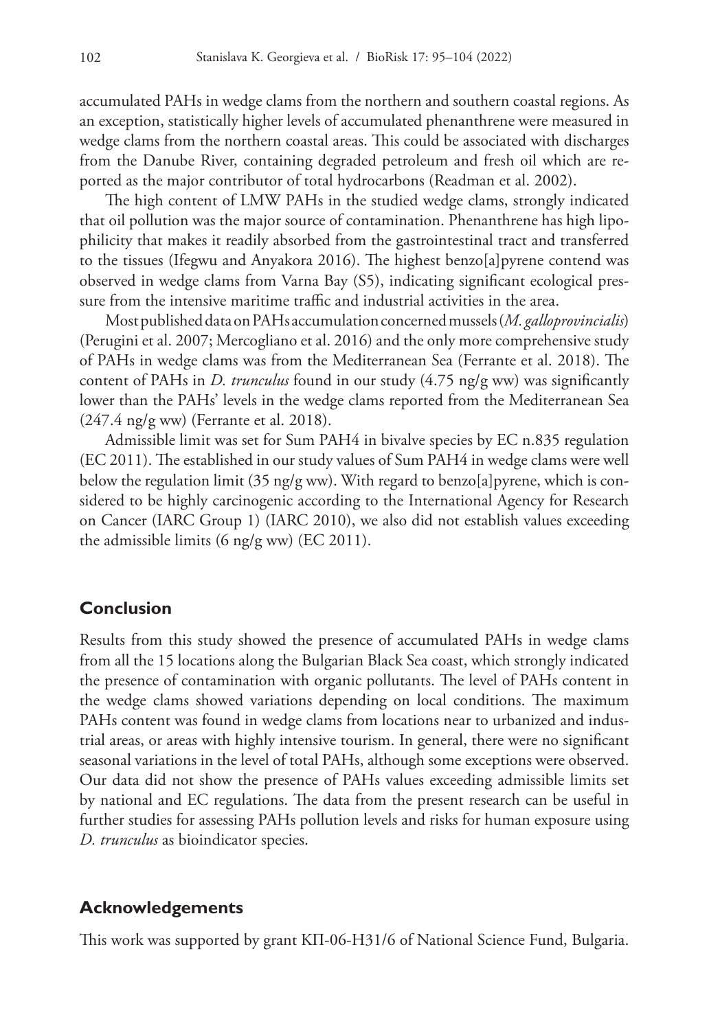accumulated PAHs in wedge clams from the northern and southern coastal regions. As an exception, statistically higher levels of accumulated phenanthrene were measured in wedge clams from the northern coastal areas. This could be associated with discharges from the Danube River, containing degraded petroleum and fresh oil which are reported as the major contributor of total hydrocarbons (Readman et al. 2002).

The high content of LMW PAHs in the studied wedge clams, strongly indicated that oil pollution was the major source of contamination. Phenanthrene has high lipophilicity that makes it readily absorbed from the gastrointestinal tract and transferred to the tissues (Ifegwu and Anyakora 2016). The highest benzo[a]pyrene contend was observed in wedge clams from Varna Bay (S5), indicating significant ecological pressure from the intensive maritime traffic and industrial activities in the area.

Most published data on PAHs accumulation concerned mussels (*M. galloprovincialis*) (Perugini et al. 2007; Mercogliano et al. 2016) and the only more comprehensive study of PAHs in wedge clams was from the Mediterranean Sea (Ferrante et al. 2018). The content of PAHs in *D. trunculus* found in our study (4.75 ng/g ww) was significantly lower than the PAHs' levels in the wedge clams reported from the Mediterranean Sea (247.4 ng/g ww) (Ferrante et al. 2018).

Admissible limit was set for Sum PAH4 in bivalve species by EC n.835 regulation (EC 2011). The established in our study values of Sum PAH4 in wedge clams were well below the regulation limit (35 ng/g ww). With regard to benzo[a]pyrene, which is considered to be highly carcinogenic according to the International Agency for Research on Cancer (IARC Group 1) (IARC 2010), we also did not establish values exceeding the admissible limits (6 ng/g ww) (EC 2011).

## Conclusion

Results from this study showed the presence of accumulated PAHs in wedge clams from all the 15 locations along the Bulgarian Black Sea coast, which strongly indicated the presence of contamination with organic pollutants. The level of PAHs content in the wedge clams showed variations depending on local conditions. The maximum PAHs content was found in wedge clams from locations near to urbanized and industrial areas, or areas with highly intensive tourism. In general, there were no significant seasonal variations in the level of total PAHs, although some exceptions were observed. Our data did not show the presence of PAHs values exceeding admissible limits set by national and EC regulations. The data from the present research can be useful in further studies for assessing PAHs pollution levels and risks for human exposure using *D. trunculus* as bioindicator species.

## Acknowledgements

This work was supported by grant КП-06-Н31/6 of National Science Fund, Bulgaria.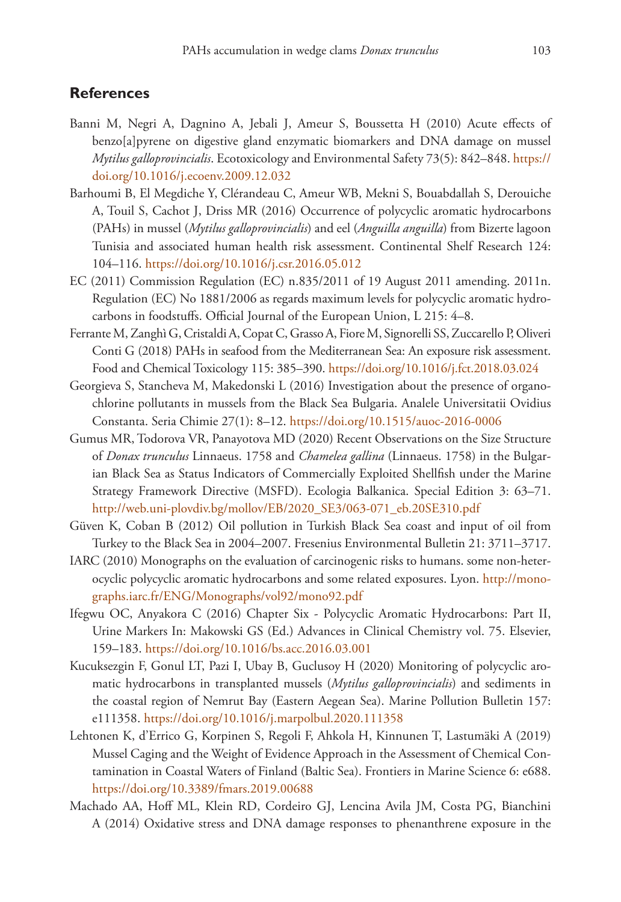## References

Banni M, Negri A, Dagnino A, Jebali J, Ameur S, Boussetta H (2010) Acute effects of benzo[a]pyrene on digestive gland enzymatic biomarkers and DNA damage on mussel *Mytilus galloprovincialis*. Ecotoxicology and Environmental Safety 73(5): 842–848. https://doi.org/10.1016/j.ecoenv.2009.12.032

Barhoumi B, El Megdiche Y, Clérandeau C, Ameur WB, Mekni S, Bouabdallah S, Derouiche A, Touil S, Cachot J, Driss MR (2016) Occurrence of polycyclic aromatic hydrocarbons (PAHs) in mussel (*Mytilus galloprovincialis*) and eel (*Anguilla anguilla*) from Bizerte lagoon Tunisia and associated human health risk assessment. Continental Shelf Research 124: 104–116. https://doi.org/10.1016/j.csr.2016.05.012

EC (2011) Commission Regulation (EC) n.835/2011 of 19 August 2011 amending. 2011n. Regulation (EC) No 1881/2006 as regards maximum levels for polycyclic aromatic hydrocarbons in foodstuffs. Official Journal of the European Union, L 215: 4–8.

Ferrante M, Zanghì G, Cristaldi A, Copat C, Grasso A, Fiore M, Signorelli SS, Zuccarello P, Oliveri Conti G (2018) PAHs in seafood from the Mediterranean Sea: An exposure risk assessment. Food and Chemical Toxicology 115: 385–390. https://doi.org/10.1016/j.fct.2018.03.024

Georgieva S, Stancheva M, Makedonski L (2016) Investigation about the presence of organochlorine pollutants in mussels from the Black Sea Bulgaria. Analele Universitatii Ovidius Constanta. Seria Chimie 27(1): 8–12. https://doi.org/10.1515/auoc-2016-0006

Gumus MR, Todorova VR, Panayotova MD (2020) Recent Observations on the Size Structure of *Donax trunculus* Linnaeus. 1758 and *Chamelea gallina* (Linnaeus. 1758) in the Bulgarian Black Sea as Status Indicators of Commercially Exploited Shellfish under the Marine Strategy Framework Directive (MSFD). Ecologia Balkanica. Special Edition 3: 63–71. http://web.uni-plovdiv.bg/mollov/EB/2020_SE3/063-071_eb.20SE310.pdf

Güven K, Coban B (2012) Oil pollution in Turkish Black Sea coast and input of oil from Turkey to the Black Sea in 2004–2007. Fresenius Environmental Bulletin 21: 3711–3717.

IARC (2010) Monographs on the evaluation of carcinogenic risks to humans. some non-heterocyclic polycyclic aromatic hydrocarbons and some related exposures. Lyon. http://monographs.iarc.fr/ENG/Monographs/vol92/mono92.pdf

Ifegwu OC, Anyakora C (2016) Chapter Six - Polycyclic Aromatic Hydrocarbons: Part II, Urine Markers In: Makowski GS (Ed.) Advances in Clinical Chemistry vol. 75. Elsevier, 159–183. https://doi.org/10.1016/bs.acc.2016.03.001

Kucuksezgin F, Gonul LT, Pazi I, Ubay B, Guclusoy H (2020) Monitoring of polycyclic aromatic hydrocarbons in transplanted mussels (*Mytilus galloprovincialis*) and sediments in the coastal region of Nemrut Bay (Eastern Aegean Sea). Marine Pollution Bulletin 157: e111358. https://doi.org/10.1016/j.marpolbul.2020.111358

Lehtonen K, d'Errico G, Korpinen S, Regoli F, Ahkola H, Kinnunen T, Lastumäki A (2019) Mussel Caging and the Weight of Evidence Approach in the Assessment of Chemical Contamination in Coastal Waters of Finland (Baltic Sea). Frontiers in Marine Science 6: e688. https://doi.org/10.3389/fmars.2019.00688

Machado AA, Hoff ML, Klein RD, Cordeiro GJ, Lencina Avila JM, Costa PG, Bianchini A (2014) Oxidative stress and DNA damage responses to phenanthrene exposure in the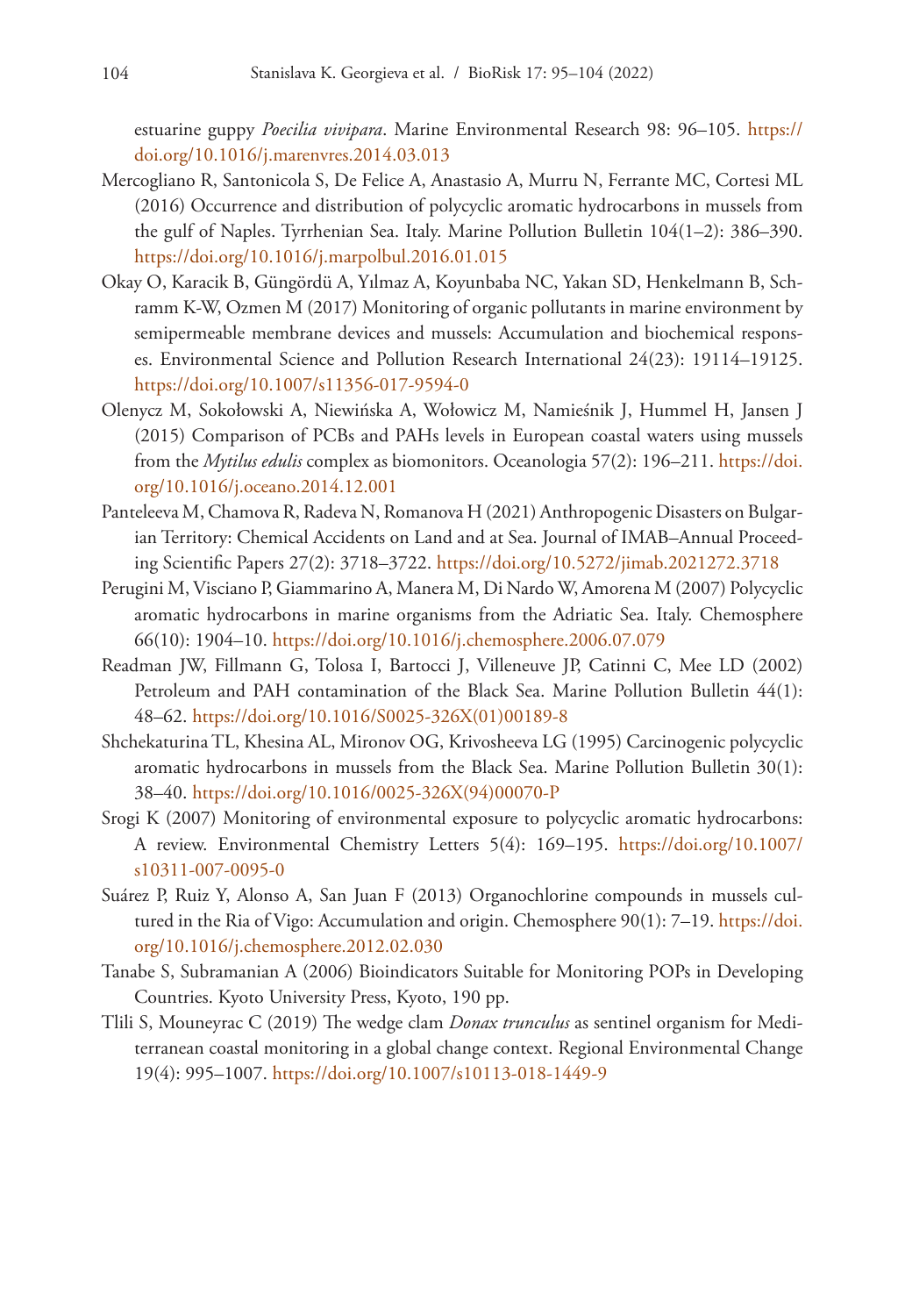estuarine guppy *Poecilia vivipara*. Marine Environmental Research 98: 96–105. https://doi.org/10.1016/j.marenvres.2014.03.013

Mercogliano R, Santonicola S, De Felice A, Anastasio A, Murru N, Ferrante MC, Cortesi ML (2016) Occurrence and distribution of polycyclic aromatic hydrocarbons in mussels from the gulf of Naples. Tyrrhenian Sea. Italy. Marine Pollution Bulletin 104(1–2): 386–390. https://doi.org/10.1016/j.marpolbul.2016.01.015

Okay O, Karacik B, Güngördü A, Yılmaz A, Koyunbaba NC, Yakan SD, Henkelmann B, Schramm K-W, Ozmen M (2017) Monitoring of organic pollutants in marine environment by semipermeable membrane devices and mussels: Accumulation and biochemical responses. Environmental Science and Pollution Research International 24(23): 19114–19125. https://doi.org/10.1007/s11356-017-9594-0

Olenycz M, Sokołowski A, Niewińska A, Wołowicz M, Namieśnik J, Hummel H, Jansen J (2015) Comparison of PCBs and PAHs levels in European coastal waters using mussels from the *Mytilus edulis* complex as biomonitors. Oceanologia 57(2): 196–211. https://doi.org/10.1016/j.oceano.2014.12.001

Panteleeva M, Chamova R, Radeva N, Romanova H (2021) Anthropogenic Disasters on Bulgarian Territory: Chemical Accidents on Land and at Sea. Journal of IMAB–Annual Proceeding Scientific Papers 27(2): 3718–3722. https://doi.org/10.5272/jimab.2021272.3718

Perugini M, Visciano P, Giammarino A, Manera M, Di Nardo W, Amorena M (2007) Polycyclic aromatic hydrocarbons in marine organisms from the Adriatic Sea. Italy. Chemosphere 66(10): 1904–10. https://doi.org/10.1016/j.chemosphere.2006.07.079

Readman JW, Fillmann G, Tolosa I, Bartocci J, Villeneuve JP, Catinni C, Mee LD (2002) Petroleum and PAH contamination of the Black Sea. Marine Pollution Bulletin 44(1): 48–62. https://doi.org/10.1016/S0025-326X(01)00189-8

Shchekaturina TL, Khesina AL, Mironov OG, Krivosheeva LG (1995) Carcinogenic polycyclic aromatic hydrocarbons in mussels from the Black Sea. Marine Pollution Bulletin 30(1): 38–40. https://doi.org/10.1016/0025-326X(94)00070-P

Srogi K (2007) Monitoring of environmental exposure to polycyclic aromatic hydrocarbons: A review. Environmental Chemistry Letters 5(4): 169–195. https://doi.org/10.1007/s10311-007-0095-0

Suárez P, Ruiz Y, Alonso A, San Juan F (2013) Organochlorine compounds in mussels cultured in the Ria of Vigo: Accumulation and origin. Chemosphere 90(1): 7–19. https://doi.org/10.1016/j.chemosphere.2012.02.030

Tanabe S, Subramanian A (2006) Bioindicators Suitable for Monitoring POPs in Developing Countries. Kyoto University Press, Kyoto, 190 pp.

Tlili S, Mouneyrac C (2019) The wedge clam *Donax trunculus* as sentinel organism for Mediterranean coastal monitoring in a global change context. Regional Environmental Change 19(4): 995–1007. https://doi.org/10.1007/s10113-018-1449-9